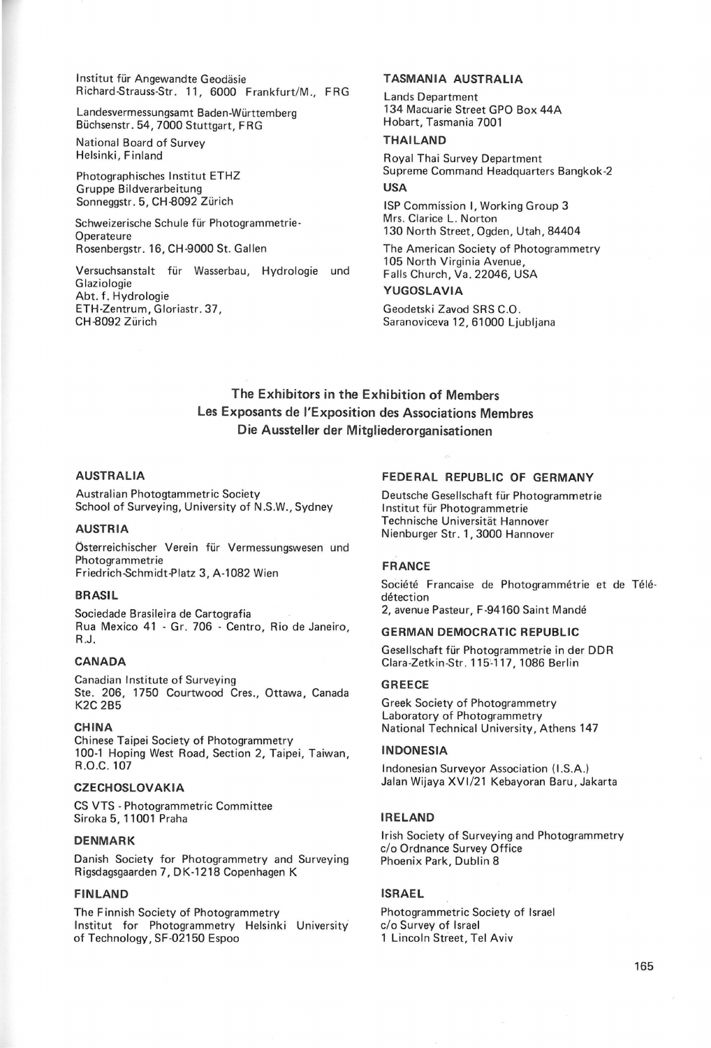Institut für Angewandte Geodäsie
Richard-Strauss-Str. 11, 6000 Frankfurt/M., FRG

Landesvermessungsamt Baden-Württemberg
Büchsenstr. 54, 7000 Stuttgart, FRG

National Board of Survey
Helsinki, Finland

Photographisches Institut ETHZ
Gruppe Bildverarbeitung
Sonneggstr. 5, CH-8092 Zürich

Schweizerische Schule für Photogrammetrie-Operateure
Rosenbergstr. 16, CH-9000 St. Gallen

Versuchsanstalt für Wasserbau, Hydrologie und Glaziologie
Abt. f. Hydrologie
ETH-Zentrum, Gloriastr. 37,
CH-8092 Zürich

**TASMANIA AUSTRALIA**

Lands Department
134 Macuarie Street GPO Box 44A
Hobart, Tasmania 7001

**THAILAND**

Royal Thai Survey Department
Supreme Command Headquarters Bangkok-2

**USA**

ISP Commission I, Working Group 3
Mrs. Clarice L. Norton
130 North Street, Ogden, Utah, 84404

The American Society of Photogrammetry
105 North Virginia Avenue,
Falls Church, Va. 22046, USA

**YUGOSLAVIA**

Geodetski Zavod SRS C.O.
Saranoviceva 12, 61000 Ljubljana

## The Exhibitors in the Exhibition of Members
## Les Exposants de l'Exposition des Associations Membres
## Die Aussteller der Mitgliederorganisationen

**AUSTRALIA**

Australian Photogtammetric Society
School of Surveying, University of N.S.W., Sydney

**AUSTRIA**

Österreichischer Verein für Vermessungswesen und Photogrammetrie
Friedrich-Schmidt-Platz 3, A-1082 Wien

**BRASIL**

Sociedade Brasileira de Cartografia
Rua Mexico 41 - Gr. 706 - Centro, Rio de Janeiro, R.J.

**CANADA**

Canadian Institute of Surveying
Ste. 206, 1750 Courtwood Cres., Ottawa, Canada
K2C 2B5

**CHINA**

Chinese Taipei Society of Photogrammetry
100-1 Hoping West Road, Section 2, Taipei, Taiwan, R.O.C. 107

**CZECHOSLOVAKIA**

CS VTS - Photogrammetric Committee
Siroka 5, 11001 Praha

**DENMARK**

Danish Society for Photogrammetry and Surveying
Rigsdagsgaarden 7, DK-1218 Copenhagen K

**FINLAND**

The Finnish Society of Photogrammetry
Institut for Photogrammetry Helsinki University of Technology, SF-02150 Espoo

**FEDERAL REPUBLIC OF GERMANY**

Deutsche Gesellschaft für Photogrammetrie
Institut für Photogrammetrie
Technische Universität Hannover
Nienburger Str. 1, 3000 Hannover

**FRANCE**

Société Francaise de Photogrammétrie et de Télédétection
2, avenue Pasteur, F-94160 Saint Mandé

**GERMAN DEMOCRATIC REPUBLIC**

Gesellschaft für Photogrammetrie in der DDR
Clara-Zetkin-Str. 115-117, 1086 Berlin

**GREECE**

Greek Society of Photogrammetry
Laboratory of Photogrammetry
National Technical University, Athens 147

**INDONESIA**

Indonesian Surveyor Association (I.S.A.)
Jalan Wijaya XVI/21 Kebayoran Baru, Jakarta

**IRELAND**

Irish Society of Surveying and Photogrammetry
c/o Ordnance Survey Office
Phoenix Park, Dublin 8

**ISRAEL**

Photogrammetric Society of Israel
c/o Survey of Israel
1 Lincoln Street, Tel Aviv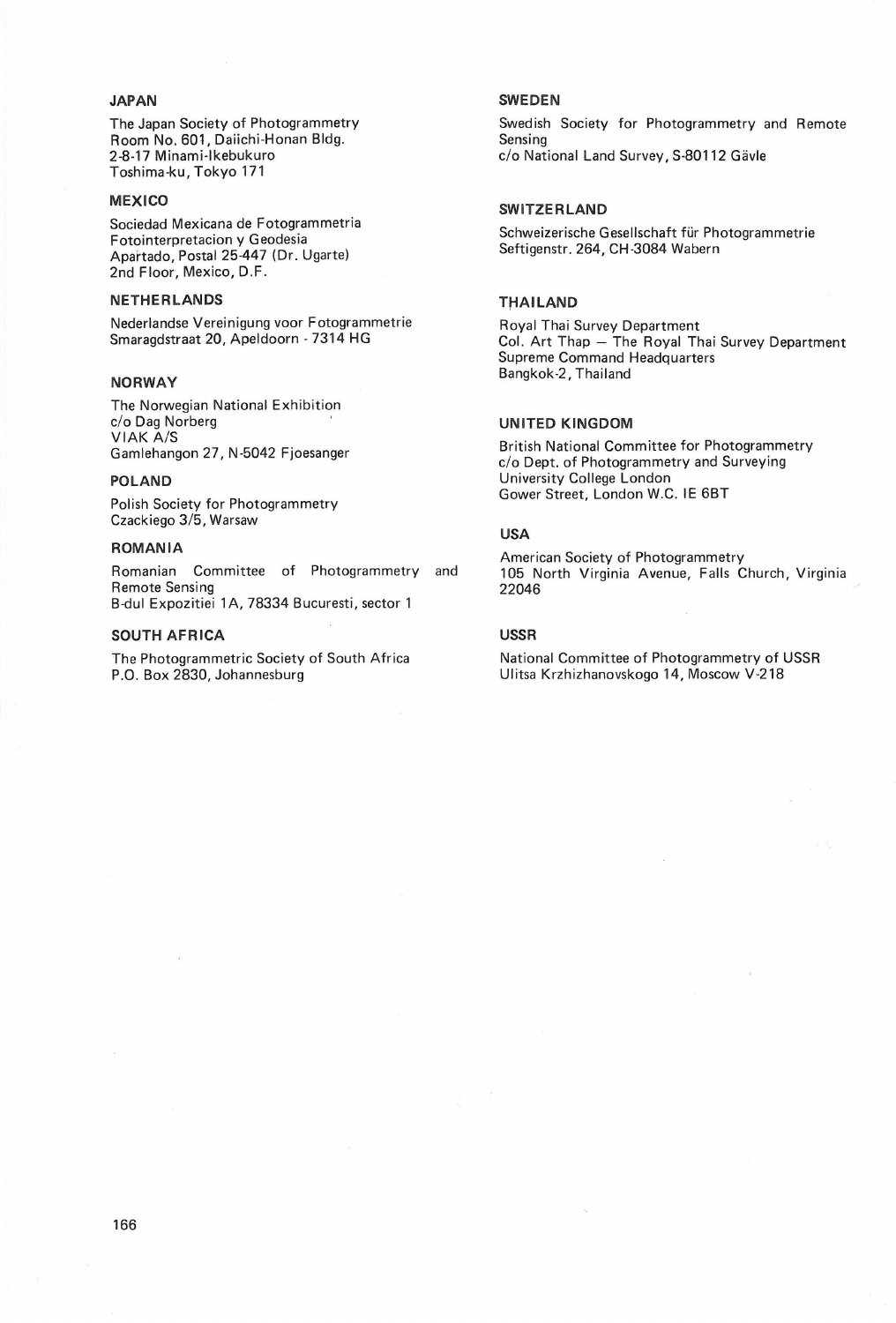### JAPAN

The Japan Society of Photogrammetry
Room No. 601, Daiichi-Honan Bldg.
2-8-17 Minami-Ikebukuro
Toshima-ku, Tokyo 171

### MEXICO

Sociedad Mexicana de Fotogrammetria
Fotointerpretacion y Geodesia
Apartado, Postal 25-447 (Dr. Ugarte)
2nd Floor, Mexico, D.F.

### NETHERLANDS

Nederlandse Vereinigung voor Fotogrammetrie
Smaragdstraat 20, Apeldoorn - 7314 HG

### NORWAY

The Norwegian National Exhibition
c/o Dag Norberg
VIAK A/S
Gamlehangon 27, N-5042 Fjoesanger

### POLAND

Polish Society for Photogrammetry
Czackiego 3/5, Warsaw

### ROMANIA

Romanian Committee of Photogrammetry and Remote Sensing
B-dul Expozitiei 1A, 78334 Bucuresti, sector 1

### SOUTH AFRICA

The Photogrammetric Society of South Africa
P.O. Box 2830, Johannesburg

### SWEDEN

Swedish Society for Photogrammetry and Remote Sensing
c/o National Land Survey, S-80112 Gävle

### SWITZERLAND

Schweizerische Gesellschaft für Photogrammetrie
Seftigenstr. 264, CH-3084 Wabern

### THAILAND

Royal Thai Survey Department
Col. Art Thap — The Royal Thai Survey Department
Supreme Command Headquarters
Bangkok-2, Thailand

### UNITED KINGDOM

British National Committee for Photogrammetry
c/o Dept. of Photogrammetry and Surveying
University College London
Gower Street, London W.C. IE 6BT

### USA

American Society of Photogrammetry
105 North Virginia Avenue, Falls Church, Virginia 22046

### USSR

National Committee of Photogrammetry of USSR
Ulitsa Krzhizhanovskogo 14, Moscow V-218